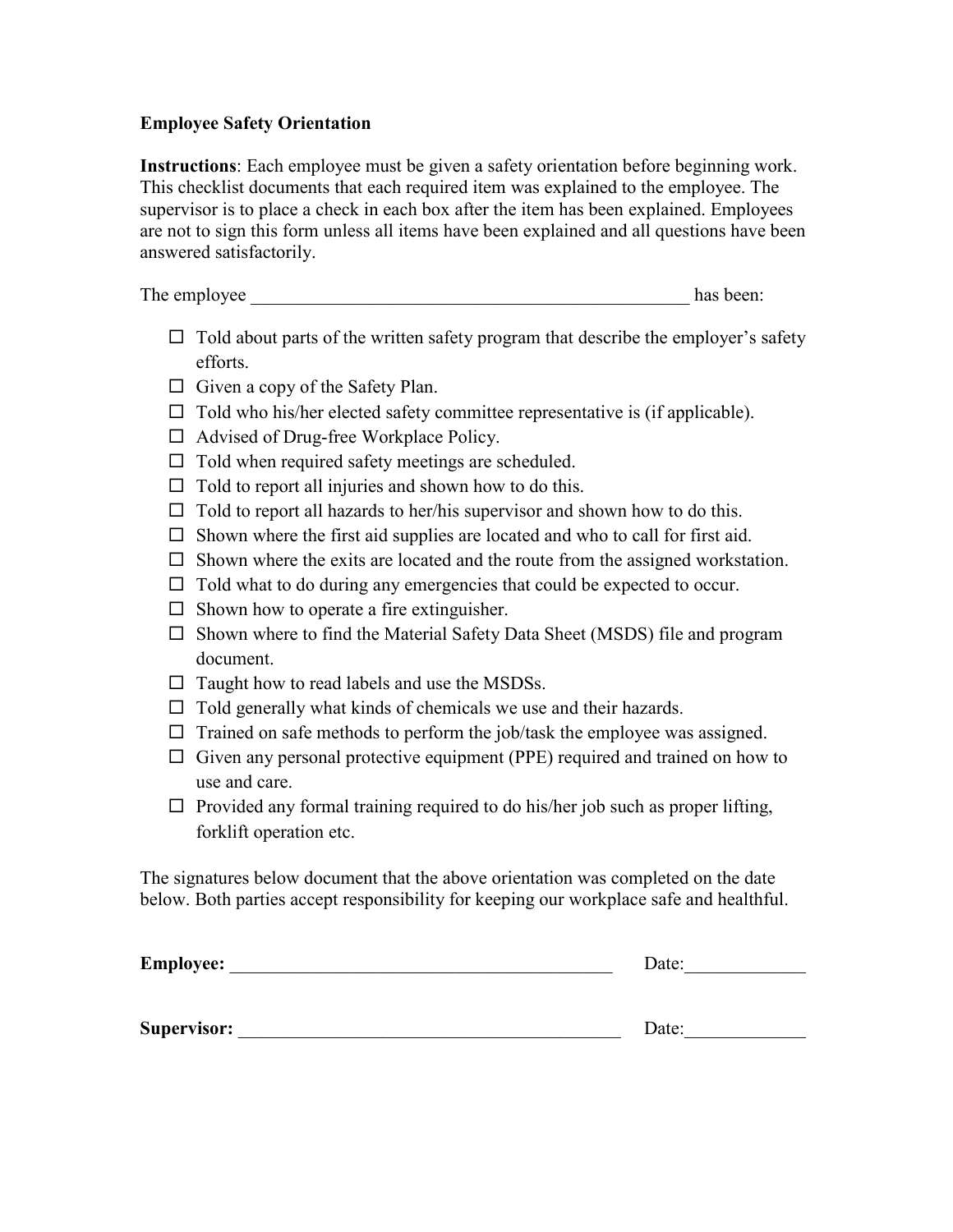**Employee Safety Orientation**

**Instructions**: Each employee must be given a safety orientation before beginning work. This checklist documents that each required item was explained to the employee. The supervisor is to place a check in each box after the item has been explained. Employees are not to sign this form unless all items have been explained and all questions have been answered satisfactorily.

The employee _________________________________________________ has been:

- ☐ Told about parts of the written safety program that describe the employer's safety efforts.
- ☐ Given a copy of the Safety Plan.
- ☐ Told who his/her elected safety committee representative is (if applicable).
- ☐ Advised of Drug-free Workplace Policy.
- ☐ Told when required safety meetings are scheduled.
- ☐ Told to report all injuries and shown how to do this.
- ☐ Told to report all hazards to her/his supervisor and shown how to do this.
- ☐ Shown where the first aid supplies are located and who to call for first aid.
- ☐ Shown where the exits are located and the route from the assigned workstation.
- ☐ Told what to do during any emergencies that could be expected to occur.
- ☐ Shown how to operate a fire extinguisher.
- ☐ Shown where to find the Material Safety Data Sheet (MSDS) file and program document.
- ☐ Taught how to read labels and use the MSDSs.
- ☐ Told generally what kinds of chemicals we use and their hazards.
- ☐ Trained on safe methods to perform the job/task the employee was assigned.
- ☐ Given any personal protective equipment (PPE) required and trained on how to use and care.
- ☐ Provided any formal training required to do his/her job such as proper lifting, forklift operation etc.

The signatures below document that the above orientation was completed on the date below. Both parties accept responsibility for keeping our workplace safe and healthful.

**Employee:** __________________________________________ Date:_____________

**Supervisor:** __________________________________________ Date:_____________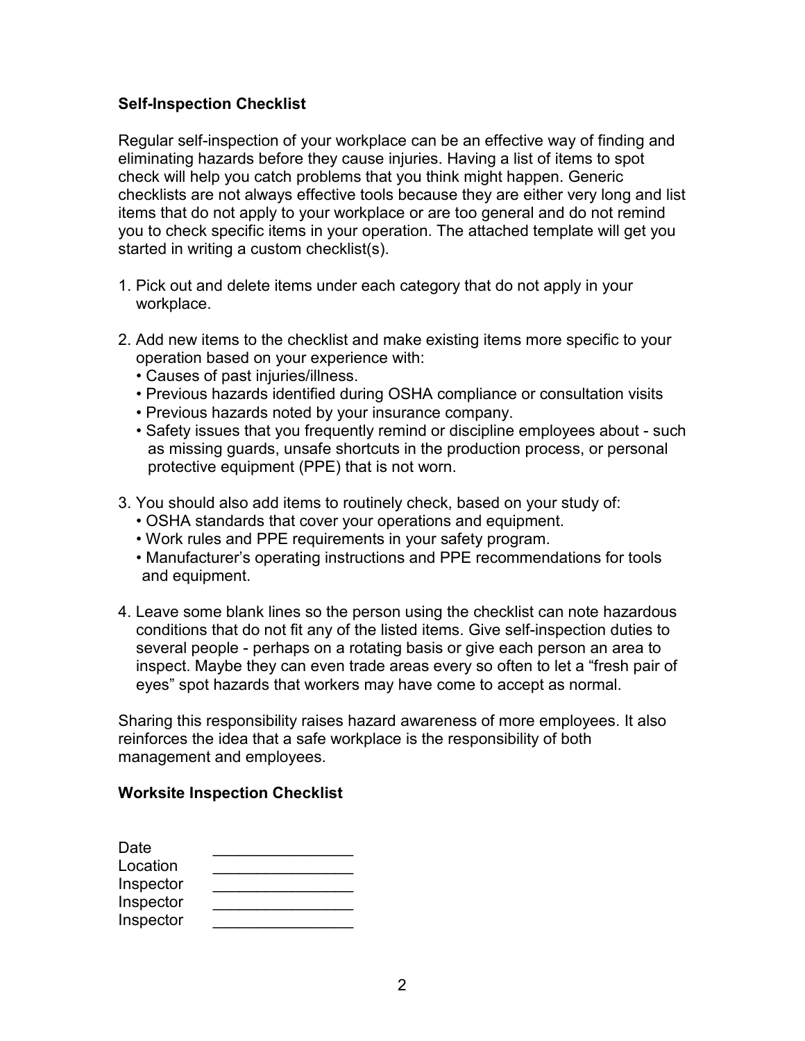**Self-Inspection Checklist**

Regular self-inspection of your workplace can be an effective way of finding and eliminating hazards before they cause injuries. Having a list of items to spot check will help you catch problems that you think might happen. Generic checklists are not always effective tools because they are either very long and list items that do not apply to your workplace or are too general and do not remind you to check specific items in your operation. The attached template will get you started in writing a custom checklist(s).

1. Pick out and delete items under each category that do not apply in your workplace.

2. Add new items to the checklist and make existing items more specific to your operation based on your experience with:
   - Causes of past injuries/illness.
   - Previous hazards identified during OSHA compliance or consultation visits
   - Previous hazards noted by your insurance company.
   - Safety issues that you frequently remind or discipline employees about - such as missing guards, unsafe shortcuts in the production process, or personal protective equipment (PPE) that is not worn.

3. You should also add items to routinely check, based on your study of:
   - OSHA standards that cover your operations and equipment.
   - Work rules and PPE requirements in your safety program.
   - Manufacturer's operating instructions and PPE recommendations for tools and equipment.

4. Leave some blank lines so the person using the checklist can note hazardous conditions that do not fit any of the listed items. Give self-inspection duties to several people - perhaps on a rotating basis or give each person an area to inspect. Maybe they can even trade areas every so often to let a "fresh pair of eyes" spot hazards that workers may have come to accept as normal.

Sharing this responsibility raises hazard awareness of more employees. It also reinforces the idea that a safe workplace is the responsibility of both management and employees.

**Worksite Inspection Checklist**

Date ________________
Location ________________
Inspector ________________
Inspector ________________
Inspector ________________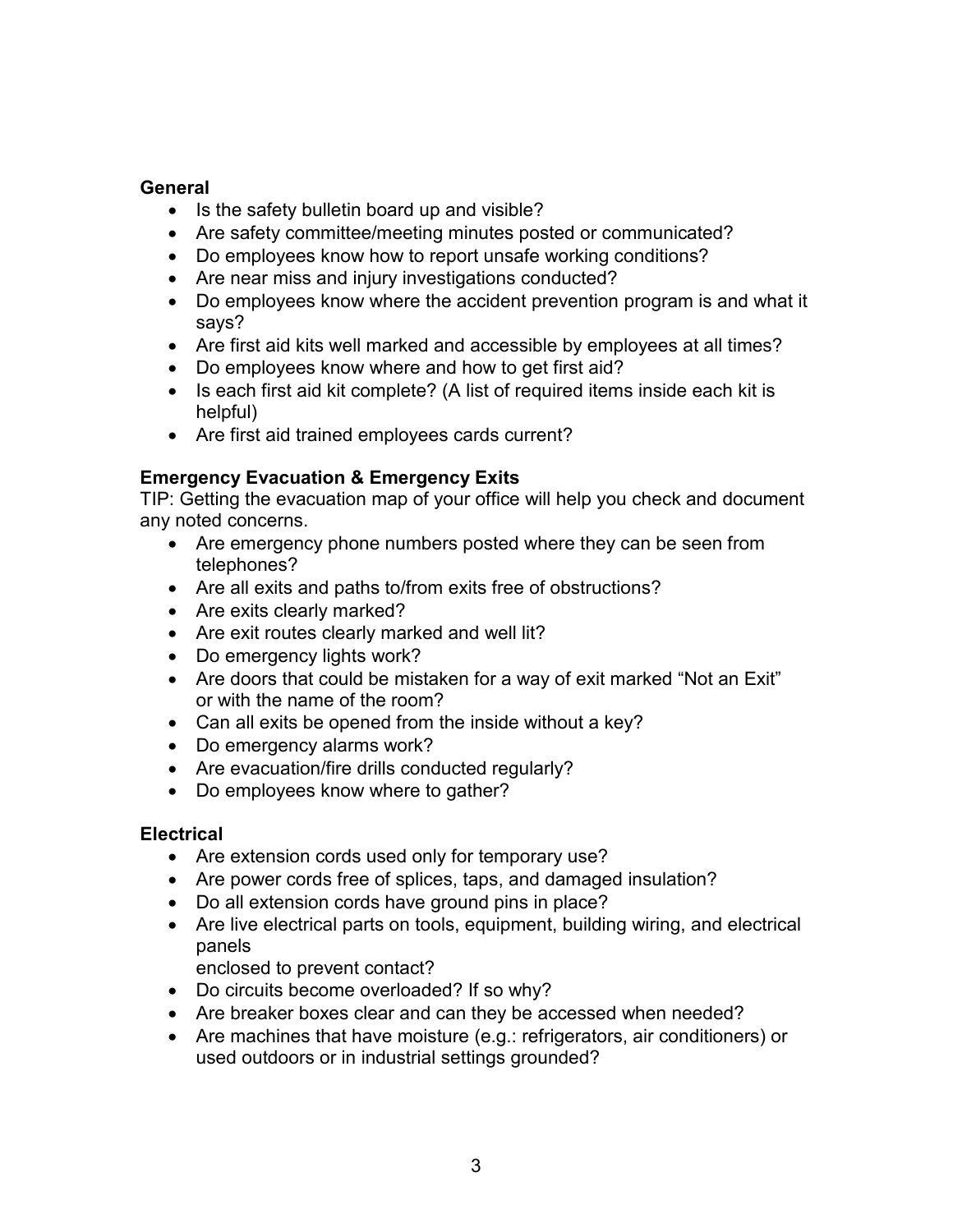**General**

- Is the safety bulletin board up and visible?
- Are safety committee/meeting minutes posted or communicated?
- Do employees know how to report unsafe working conditions?
- Are near miss and injury investigations conducted?
- Do employees know where the accident prevention program is and what it says?
- Are first aid kits well marked and accessible by employees at all times?
- Do employees know where and how to get first aid?
- Is each first aid kit complete? (A list of required items inside each kit is helpful)
- Are first aid trained employees cards current?

**Emergency Evacuation & Emergency Exits**

TIP: Getting the evacuation map of your office will help you check and document any noted concerns.

- Are emergency phone numbers posted where they can be seen from telephones?
- Are all exits and paths to/from exits free of obstructions?
- Are exits clearly marked?
- Are exit routes clearly marked and well lit?
- Do emergency lights work?
- Are doors that could be mistaken for a way of exit marked "Not an Exit" or with the name of the room?
- Can all exits be opened from the inside without a key?
- Do emergency alarms work?
- Are evacuation/fire drills conducted regularly?
- Do employees know where to gather?

**Electrical**

- Are extension cords used only for temporary use?
- Are power cords free of splices, taps, and damaged insulation?
- Do all extension cords have ground pins in place?
- Are live electrical parts on tools, equipment, building wiring, and electrical panels enclosed to prevent contact?
- Do circuits become overloaded? If so why?
- Are breaker boxes clear and can they be accessed when needed?
- Are machines that have moisture (e.g.: refrigerators, air conditioners) or used outdoors or in industrial settings grounded?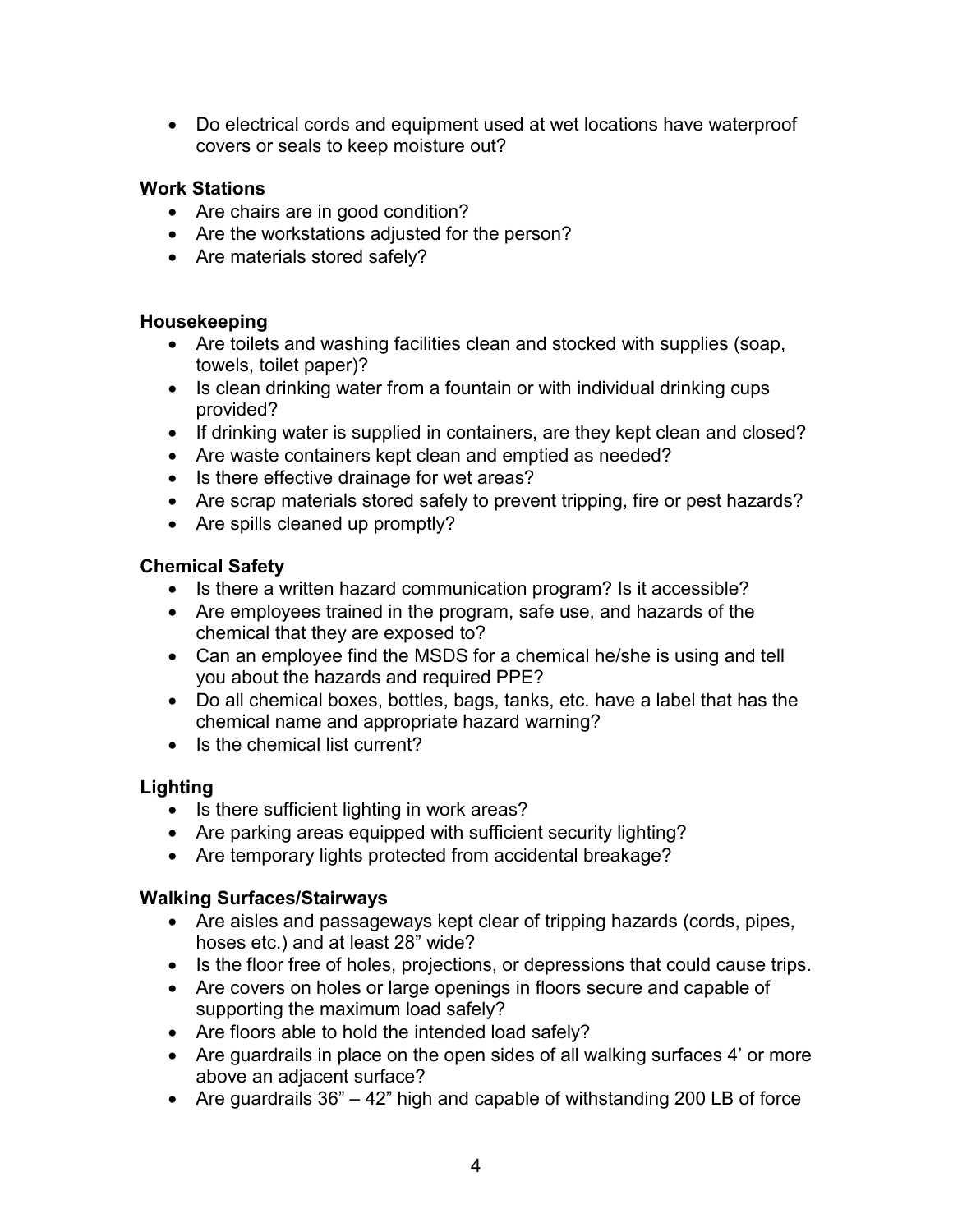- Do electrical cords and equipment used at wet locations have waterproof covers or seals to keep moisture out?

**Work Stations**

- Are chairs are in good condition?
- Are the workstations adjusted for the person?
- Are materials stored safely?

**Housekeeping**

- Are toilets and washing facilities clean and stocked with supplies (soap, towels, toilet paper)?
- Is clean drinking water from a fountain or with individual drinking cups provided?
- If drinking water is supplied in containers, are they kept clean and closed?
- Are waste containers kept clean and emptied as needed?
- Is there effective drainage for wet areas?
- Are scrap materials stored safely to prevent tripping, fire or pest hazards?
- Are spills cleaned up promptly?

**Chemical Safety**

- Is there a written hazard communication program? Is it accessible?
- Are employees trained in the program, safe use, and hazards of the chemical that they are exposed to?
- Can an employee find the MSDS for a chemical he/she is using and tell you about the hazards and required PPE?
- Do all chemical boxes, bottles, bags, tanks, etc. have a label that has the chemical name and appropriate hazard warning?
- Is the chemical list current?

**Lighting**

- Is there sufficient lighting in work areas?
- Are parking areas equipped with sufficient security lighting?
- Are temporary lights protected from accidental breakage?

**Walking Surfaces/Stairways**

- Are aisles and passageways kept clear of tripping hazards (cords, pipes, hoses etc.) and at least 28" wide?
- Is the floor free of holes, projections, or depressions that could cause trips.
- Are covers on holes or large openings in floors secure and capable of supporting the maximum load safely?
- Are floors able to hold the intended load safely?
- Are guardrails in place on the open sides of all walking surfaces 4' or more above an adjacent surface?
- Are guardrails 36" – 42" high and capable of withstanding 200 LB of force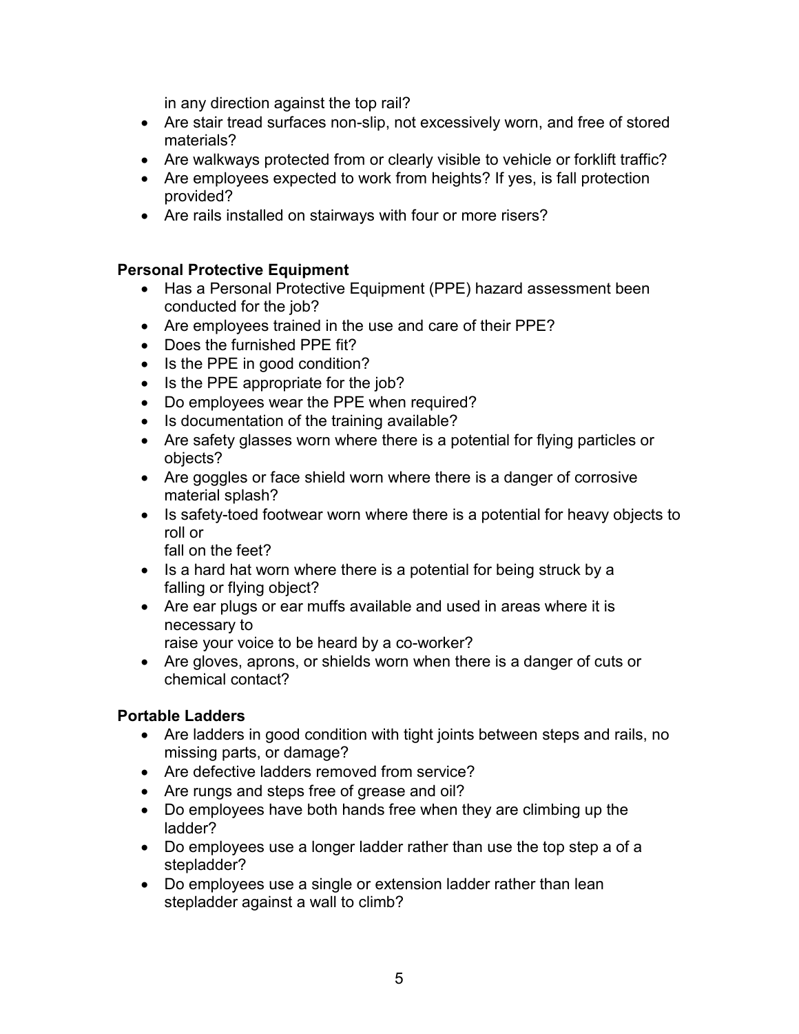in any direction against the top rail?

- Are stair tread surfaces non-slip, not excessively worn, and free of stored materials?
- Are walkways protected from or clearly visible to vehicle or forklift traffic?
- Are employees expected to work from heights? If yes, is fall protection provided?
- Are rails installed on stairways with four or more risers?

**Personal Protective Equipment**

- Has a Personal Protective Equipment (PPE) hazard assessment been conducted for the job?
- Are employees trained in the use and care of their PPE?
- Does the furnished PPE fit?
- Is the PPE in good condition?
- Is the PPE appropriate for the job?
- Do employees wear the PPE when required?
- Is documentation of the training available?
- Are safety glasses worn where there is a potential for flying particles or objects?
- Are goggles or face shield worn where there is a danger of corrosive material splash?
- Is safety-toed footwear worn where there is a potential for heavy objects to roll or fall on the feet?
- Is a hard hat worn where there is a potential for being struck by a falling or flying object?
- Are ear plugs or ear muffs available and used in areas where it is necessary to raise your voice to be heard by a co-worker?
- Are gloves, aprons, or shields worn when there is a danger of cuts or chemical contact?

**Portable Ladders**

- Are ladders in good condition with tight joints between steps and rails, no missing parts, or damage?
- Are defective ladders removed from service?
- Are rungs and steps free of grease and oil?
- Do employees have both hands free when they are climbing up the ladder?
- Do employees use a longer ladder rather than use the top step a of a stepladder?
- Do employees use a single or extension ladder rather than lean stepladder against a wall to climb?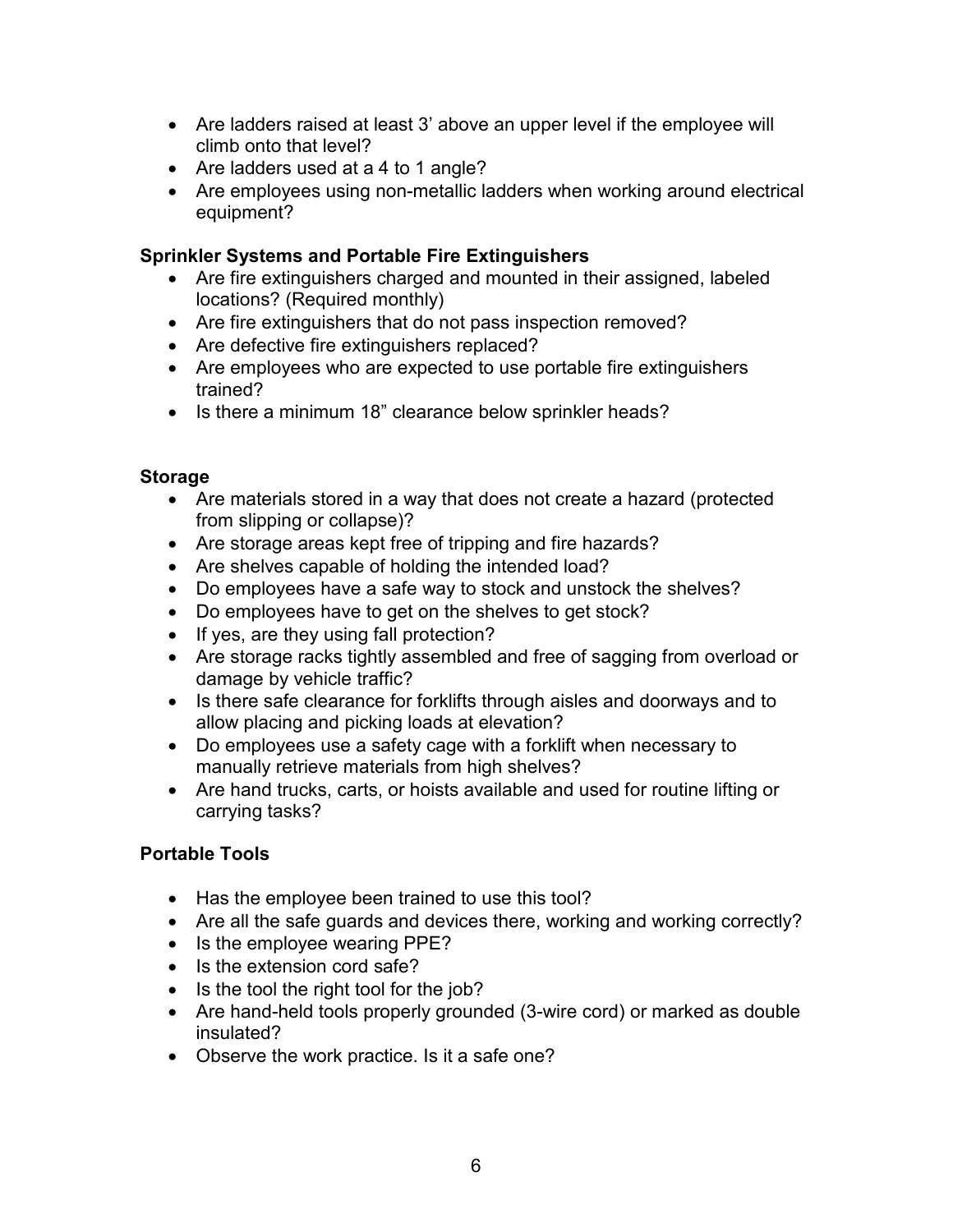- Are ladders raised at least 3’ above an upper level if the employee will climb onto that level?
- Are ladders used at a 4 to 1 angle?
- Are employees using non-metallic ladders when working around electrical equipment?

**Sprinkler Systems and Portable Fire Extinguishers**

- Are fire extinguishers charged and mounted in their assigned, labeled locations? (Required monthly)
- Are fire extinguishers that do not pass inspection removed?
- Are defective fire extinguishers replaced?
- Are employees who are expected to use portable fire extinguishers trained?
- Is there a minimum 18” clearance below sprinkler heads?

**Storage**

- Are materials stored in a way that does not create a hazard (protected from slipping or collapse)?
- Are storage areas kept free of tripping and fire hazards?
- Are shelves capable of holding the intended load?
- Do employees have a safe way to stock and unstock the shelves?
- Do employees have to get on the shelves to get stock?
- If yes, are they using fall protection?
- Are storage racks tightly assembled and free of sagging from overload or damage by vehicle traffic?
- Is there safe clearance for forklifts through aisles and doorways and to allow placing and picking loads at elevation?
- Do employees use a safety cage with a forklift when necessary to manually retrieve materials from high shelves?
- Are hand trucks, carts, or hoists available and used for routine lifting or carrying tasks?

**Portable Tools**

- Has the employee been trained to use this tool?
- Are all the safe guards and devices there, working and working correctly?
- Is the employee wearing PPE?
- Is the extension cord safe?
- Is the tool the right tool for the job?
- Are hand-held tools properly grounded (3-wire cord) or marked as double insulated?
- Observe the work practice. Is it a safe one?